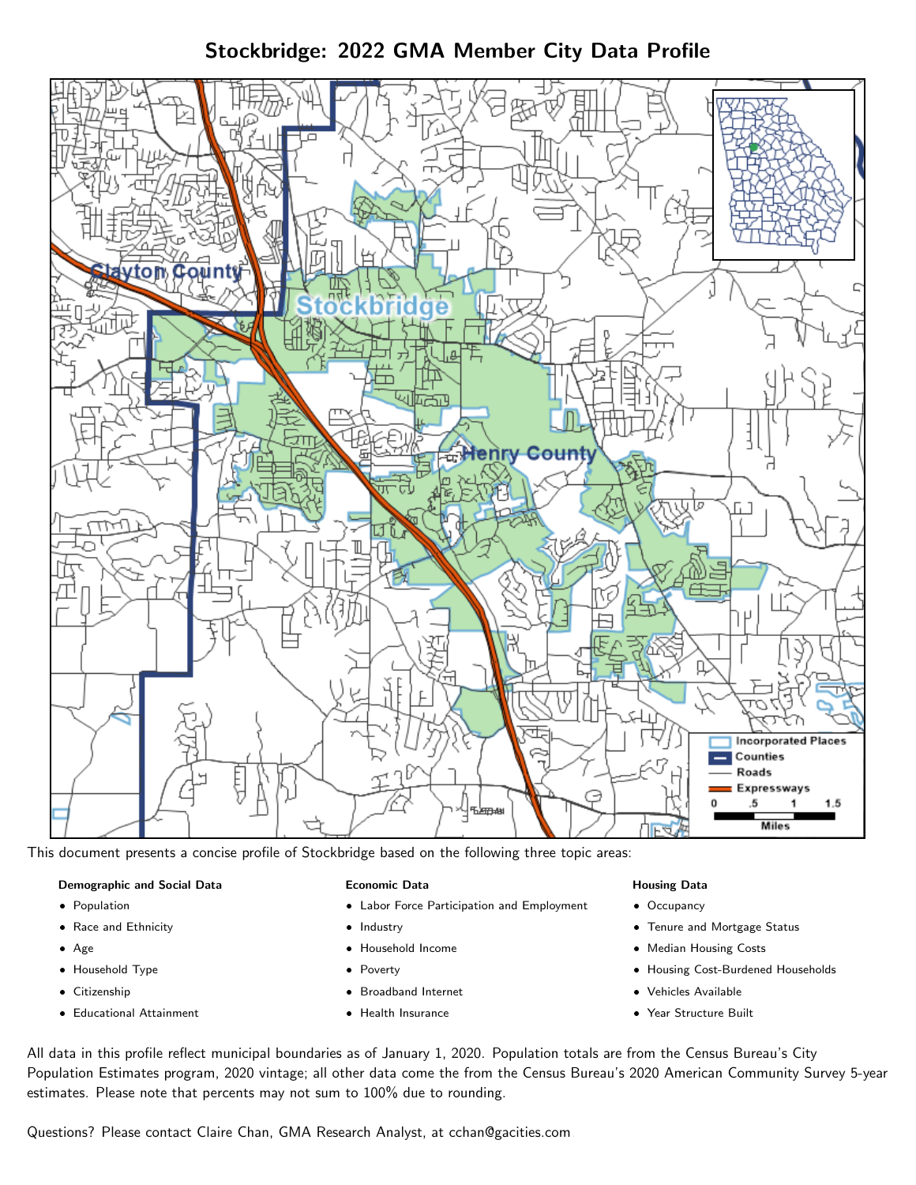# Stockbridge: 2022 GMA Member City Data Profile

This document presents a concise profile of Stockbridge based on the following three topic areas:

**Demographic and Social Data**

- Population
- Race and Ethnicity
- Age
- Household Type
- Citizenship
- Educational Attainment

**Economic Data**

- Labor Force Participation and Employment
- Industry
- Household Income
- Poverty
- Broadband Internet
- Health Insurance

**Housing Data**

- Occupancy
- Tenure and Mortgage Status
- Median Housing Costs
- Housing Cost-Burdened Households
- Vehicles Available
- Year Structure Built

All data in this profile reflect municipal boundaries as of January 1, 2020. Population totals are from the Census Bureau's City Population Estimates program, 2020 vintage; all other data come the from the Census Bureau's 2020 American Community Survey 5-year estimates. Please note that percents may not sum to 100% due to rounding.

Questions? Please contact Claire Chan, GMA Research Analyst, at cchan@gacities.com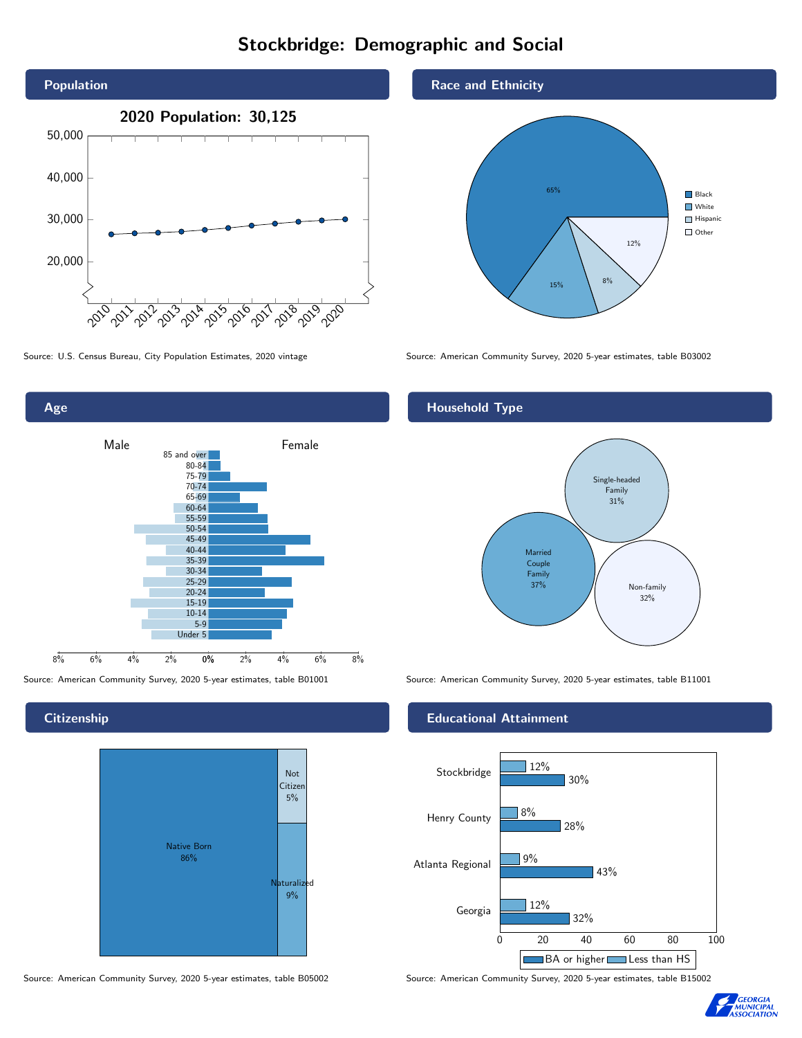# Stockbridge: Demographic and Social

## Population

2020 Population: 30,125

Source: U.S. Census Bureau, City Population Estimates, 2020 vintage

## Race and Ethnicity

| Race/Ethnicity | Percent |
|---|---|
| Black | 65% |
| White | 15% |
| Hispanic | 8% |
| Other | 12% |

Source: American Community Survey, 2020 5-year estimates, table B03002

## Age

Male / Female

85 and over, 80-84, 75-79, 70-74, 65-69, 60-64, 55-59, 50-54, 45-49, 40-44, 35-39, 30-34, 25-29, 20-24, 15-19, 10-14, 5-9, Under 5

Source: American Community Survey, 2020 5-year estimates, table B01001

## Household Type

| Household Type | Percent |
|---|---|
| Single-headed Family | 31% |
| Married Couple Family | 37% |
| Non-family | 32% |

Source: American Community Survey, 2020 5-year estimates, table B11001

## Citizenship

| Citizenship | Percent |
|---|---|
| Native Born | 86% |
| Not Citizen | 5% |
| Naturalized | 9% |

Source: American Community Survey, 2020 5-year estimates, table B05002

## Educational Attainment

| Area | Less than HS | BA or higher |
|---|---|---|
| Stockbridge | 12% | 30% |
| Henry County | 8% | 28% |
| Atlanta Regional | 9% | 43% |
| Georgia | 12% | 32% |

Source: American Community Survey, 2020 5-year estimates, table B15002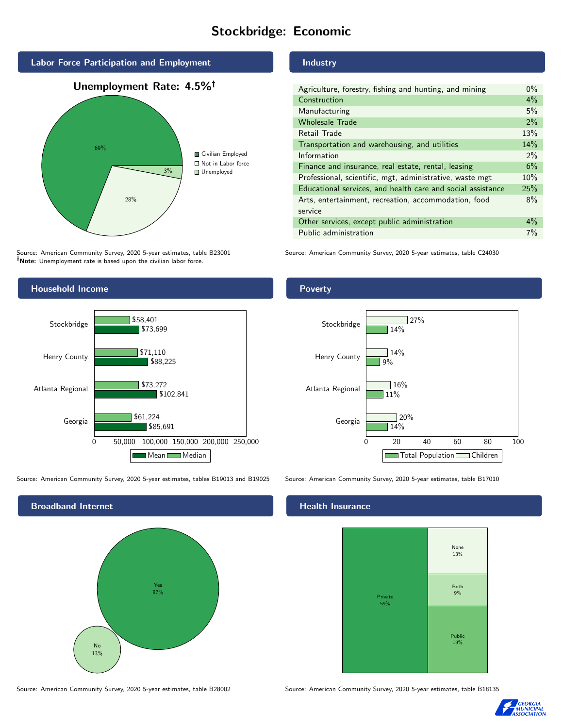# Stockbridge: Economic

## Labor Force Participation and Employment

**Unemployment Rate: 4.5%†**

| Category | Percent |
|---|---|
| Civilian Employed | 69% |
| Not in Labor force | 28% |
| Unemployed | 3% |

Source: American Community Survey, 2020 5-year estimates, table B23001
†**Note:** Unemployment rate is based upon the civilian labor force.

## Industry

| Industry | Percent |
|---|---|
| Agriculture, forestry, fishing and hunting, and mining | 0% |
| Construction | 4% |
| Manufacturing | 5% |
| Wholesale Trade | 2% |
| Retail Trade | 13% |
| Transportation and warehousing, and utilities | 14% |
| Information | 2% |
| Finance and insurance, real estate, rental, leasing | 6% |
| Professional, scientific, mgt, administrative, waste mgt | 10% |
| Educational services, and health care and social assistance | 25% |
| Arts, entertainment, recreation, accommodation, food service | 8% |
| Other services, except public administration | 4% |
| Public administration | 7% |

Source: American Community Survey, 2020 5-year estimates, table C24030

## Household Income

| | Median | Mean |
|---|---|---|
| Stockbridge | $58,401 | $73,699 |
| Henry County | $71,110 | $88,225 |
| Atlanta Regional | $73,272 | $102,841 |
| Georgia | $61,224 | $85,691 |

Source: American Community Survey, 2020 5-year estimates, tables B19013 and B19025

## Poverty

| | Children | Total Population |
|---|---|---|
| Stockbridge | 27% | 14% |
| Henry County | 14% | 9% |
| Atlanta Regional | 16% | 11% |
| Georgia | 20% | 14% |

Source: American Community Survey, 2020 5-year estimates, table B17010

## Broadband Internet

| Response | Percent |
|---|---|
| Yes | 87% |
| No | 13% |

Source: American Community Survey, 2020 5-year estimates, table B28002

## Health Insurance

| Type | Percent |
|---|---|
| Private | 59% |
| None | 13% |
| Both | 9% |
| Public | 19% |

Source: American Community Survey, 2020 5-year estimates, table B18135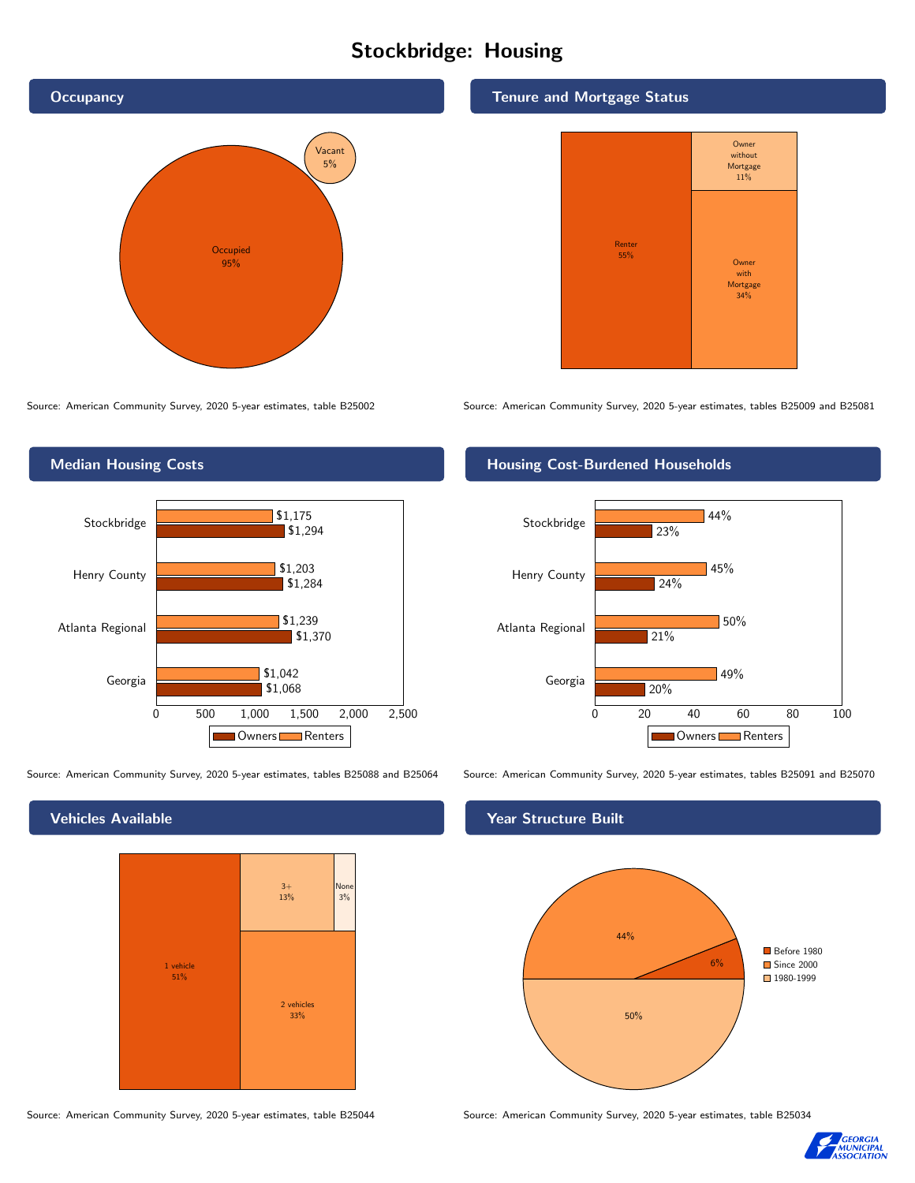# Stockbridge: Housing

## Occupancy

Vacant
5%

Occupied
95%

Source: American Community Survey, 2020 5-year estimates, table B25002

## Tenure and Mortgage Status

Renter
55%

Owner without Mortgage
11%

Owner with Mortgage
34%

Source: American Community Survey, 2020 5-year estimates, tables B25009 and B25081

## Median Housing Costs

Stockbridge
$1,175
$1,294

Henry County
$1,203
$1,284

Atlanta Regional
$1,239
$1,370

Georgia
$1,042
$1,068

0 500 1,000 1,500 2,000 2,500

Owners Renters

Source: American Community Survey, 2020 5-year estimates, tables B25088 and B25064

## Housing Cost-Burdened Households

Stockbridge
44%
23%

Henry County
45%
24%

Atlanta Regional
50%
21%

Georgia
49%
20%

0 20 40 60 80 100

Owners Renters

Source: American Community Survey, 2020 5-year estimates, tables B25091 and B25070

## Vehicles Available

1 vehicle
51%

3+
13%

None
3%

2 vehicles
33%

Source: American Community Survey, 2020 5-year estimates, table B25044

## Year Structure Built

44%

6%

50%

Before 1980
Since 2000
1980-1999

Source: American Community Survey, 2020 5-year estimates, table B25034